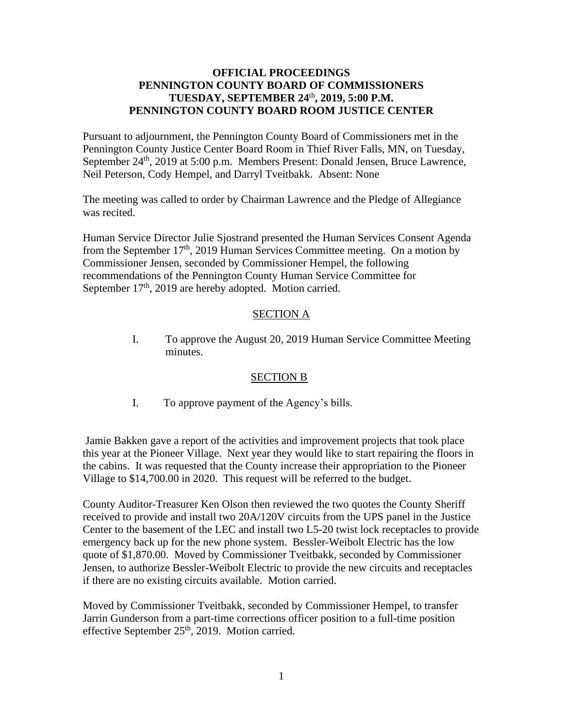**OFFICIAL PROCEEDINGS**
**PENNINGTON COUNTY BOARD OF COMMISSIONERS**
**TUESDAY, SEPTEMBER 24th, 2019, 5:00 P.M.**
**PENNINGTON COUNTY BOARD ROOM JUSTICE CENTER**

Pursuant to adjournment, the Pennington County Board of Commissioners met in the Pennington County Justice Center Board Room in Thief River Falls, MN, on Tuesday, September 24th, 2019 at 5:00 p.m. Members Present: Donald Jensen, Bruce Lawrence, Neil Peterson, Cody Hempel, and Darryl Tveitbakk. Absent: None

The meeting was called to order by Chairman Lawrence and the Pledge of Allegiance was recited.

Human Service Director Julie Sjostrand presented the Human Services Consent Agenda from the September 17th, 2019 Human Services Committee meeting. On a motion by Commissioner Jensen, seconded by Commissioner Hempel, the following recommendations of the Pennington County Human Service Committee for September 17th, 2019 are hereby adopted. Motion carried.

SECTION A

I. To approve the August 20, 2019 Human Service Committee Meeting minutes.

SECTION B

I. To approve payment of the Agency's bills.

Jamie Bakken gave a report of the activities and improvement projects that took place this year at the Pioneer Village. Next year they would like to start repairing the floors in the cabins. It was requested that the County increase their appropriation to the Pioneer Village to $14,700.00 in 2020. This request will be referred to the budget.

County Auditor-Treasurer Ken Olson then reviewed the two quotes the County Sheriff received to provide and install two 20A/120V circuits from the UPS panel in the Justice Center to the basement of the LEC and install two L5-20 twist lock receptacles to provide emergency back up for the new phone system. Bessler-Weibolt Electric has the low quote of $1,870.00. Moved by Commissioner Tveitbakk, seconded by Commissioner Jensen, to authorize Bessler-Weibolt Electric to provide the new circuits and receptacles if there are no existing circuits available. Motion carried.

Moved by Commissioner Tveitbakk, seconded by Commissioner Hempel, to transfer Jarrin Gunderson from a part-time corrections officer position to a full-time position effective September 25th, 2019. Motion carried.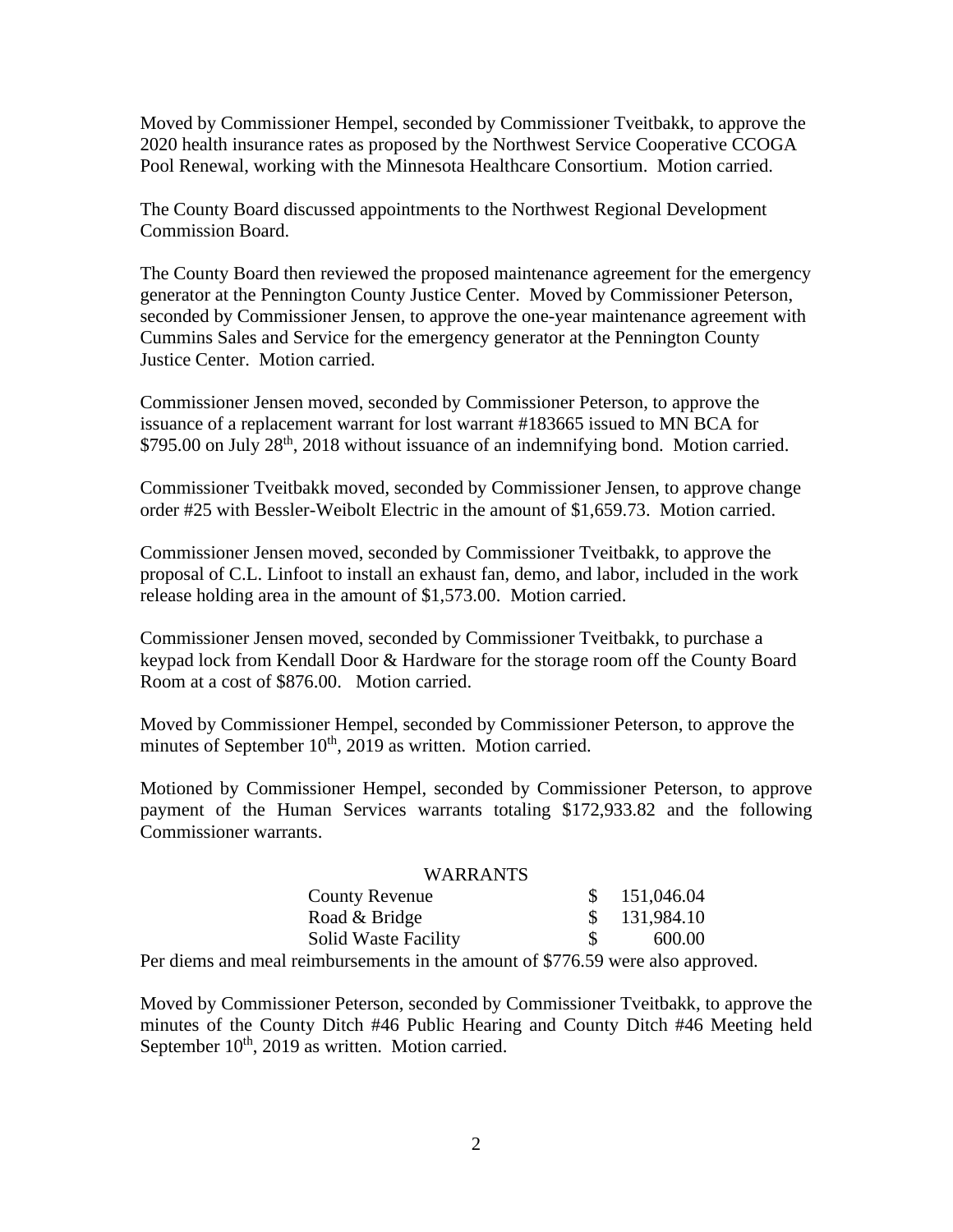Moved by Commissioner Hempel, seconded by Commissioner Tveitbakk, to approve the 2020 health insurance rates as proposed by the Northwest Service Cooperative CCOGA Pool Renewal, working with the Minnesota Healthcare Consortium. Motion carried.

The County Board discussed appointments to the Northwest Regional Development Commission Board.

The County Board then reviewed the proposed maintenance agreement for the emergency generator at the Pennington County Justice Center. Moved by Commissioner Peterson, seconded by Commissioner Jensen, to approve the one-year maintenance agreement with Cummins Sales and Service for the emergency generator at the Pennington County Justice Center. Motion carried.

Commissioner Jensen moved, seconded by Commissioner Peterson, to approve the issuance of a replacement warrant for lost warrant #183665 issued to MN BCA for $795.00 on July 28th, 2018 without issuance of an indemnifying bond. Motion carried.

Commissioner Tveitbakk moved, seconded by Commissioner Jensen, to approve change order #25 with Bessler-Weibolt Electric in the amount of $1,659.73. Motion carried.

Commissioner Jensen moved, seconded by Commissioner Tveitbakk, to approve the proposal of C.L. Linfoot to install an exhaust fan, demo, and labor, included in the work release holding area in the amount of $1,573.00. Motion carried.

Commissioner Jensen moved, seconded by Commissioner Tveitbakk, to purchase a keypad lock from Kendall Door & Hardware for the storage room off the County Board Room at a cost of $876.00. Motion carried.

Moved by Commissioner Hempel, seconded by Commissioner Peterson, to approve the minutes of September 10th, 2019 as written. Motion carried.

Motioned by Commissioner Hempel, seconded by Commissioner Peterson, to approve payment of the Human Services warrants totaling $172,933.82 and the following Commissioner warrants.

| WARRANTS | |
|---|---|
| County Revenue | $ 151,046.04 |
| Road & Bridge | $ 131,984.10 |
| Solid Waste Facility | $ 600.00 |

Per diems and meal reimbursements in the amount of $776.59 were also approved.

Moved by Commissioner Peterson, seconded by Commissioner Tveitbakk, to approve the minutes of the County Ditch #46 Public Hearing and County Ditch #46 Meeting held September 10th, 2019 as written. Motion carried.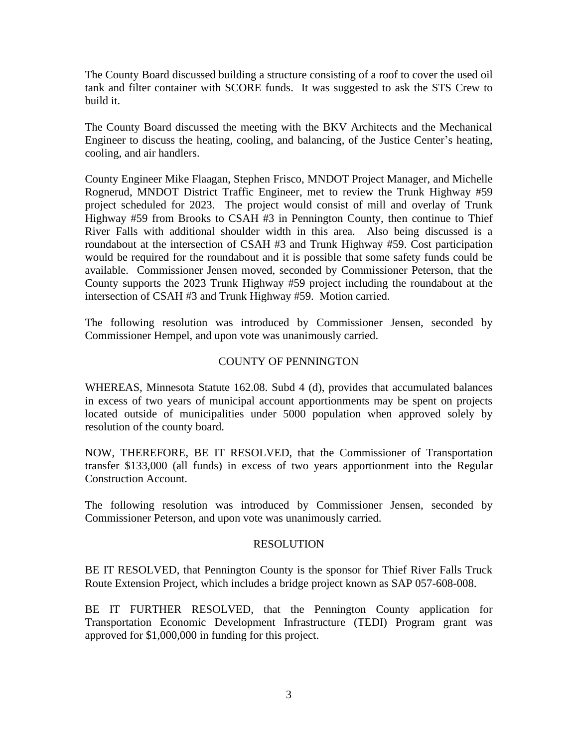The County Board discussed building a structure consisting of a roof to cover the used oil tank and filter container with SCORE funds. It was suggested to ask the STS Crew to build it.

The County Board discussed the meeting with the BKV Architects and the Mechanical Engineer to discuss the heating, cooling, and balancing, of the Justice Center's heating, cooling, and air handlers.

County Engineer Mike Flaagan, Stephen Frisco, MNDOT Project Manager, and Michelle Rognerud, MNDOT District Traffic Engineer, met to review the Trunk Highway #59 project scheduled for 2023. The project would consist of mill and overlay of Trunk Highway #59 from Brooks to CSAH #3 in Pennington County, then continue to Thief River Falls with additional shoulder width in this area. Also being discussed is a roundabout at the intersection of CSAH #3 and Trunk Highway #59. Cost participation would be required for the roundabout and it is possible that some safety funds could be available. Commissioner Jensen moved, seconded by Commissioner Peterson, that the County supports the 2023 Trunk Highway #59 project including the roundabout at the intersection of CSAH #3 and Trunk Highway #59. Motion carried.

The following resolution was introduced by Commissioner Jensen, seconded by Commissioner Hempel, and upon vote was unanimously carried.

COUNTY OF PENNINGTON

WHEREAS, Minnesota Statute 162.08. Subd 4 (d), provides that accumulated balances in excess of two years of municipal account apportionments may be spent on projects located outside of municipalities under 5000 population when approved solely by resolution of the county board.

NOW, THEREFORE, BE IT RESOLVED, that the Commissioner of Transportation transfer $133,000 (all funds) in excess of two years apportionment into the Regular Construction Account.

The following resolution was introduced by Commissioner Jensen, seconded by Commissioner Peterson, and upon vote was unanimously carried.

RESOLUTION

BE IT RESOLVED, that Pennington County is the sponsor for Thief River Falls Truck Route Extension Project, which includes a bridge project known as SAP 057-608-008.

BE IT FURTHER RESOLVED, that the Pennington County application for Transportation Economic Development Infrastructure (TEDI) Program grant was approved for $1,000,000 in funding for this project.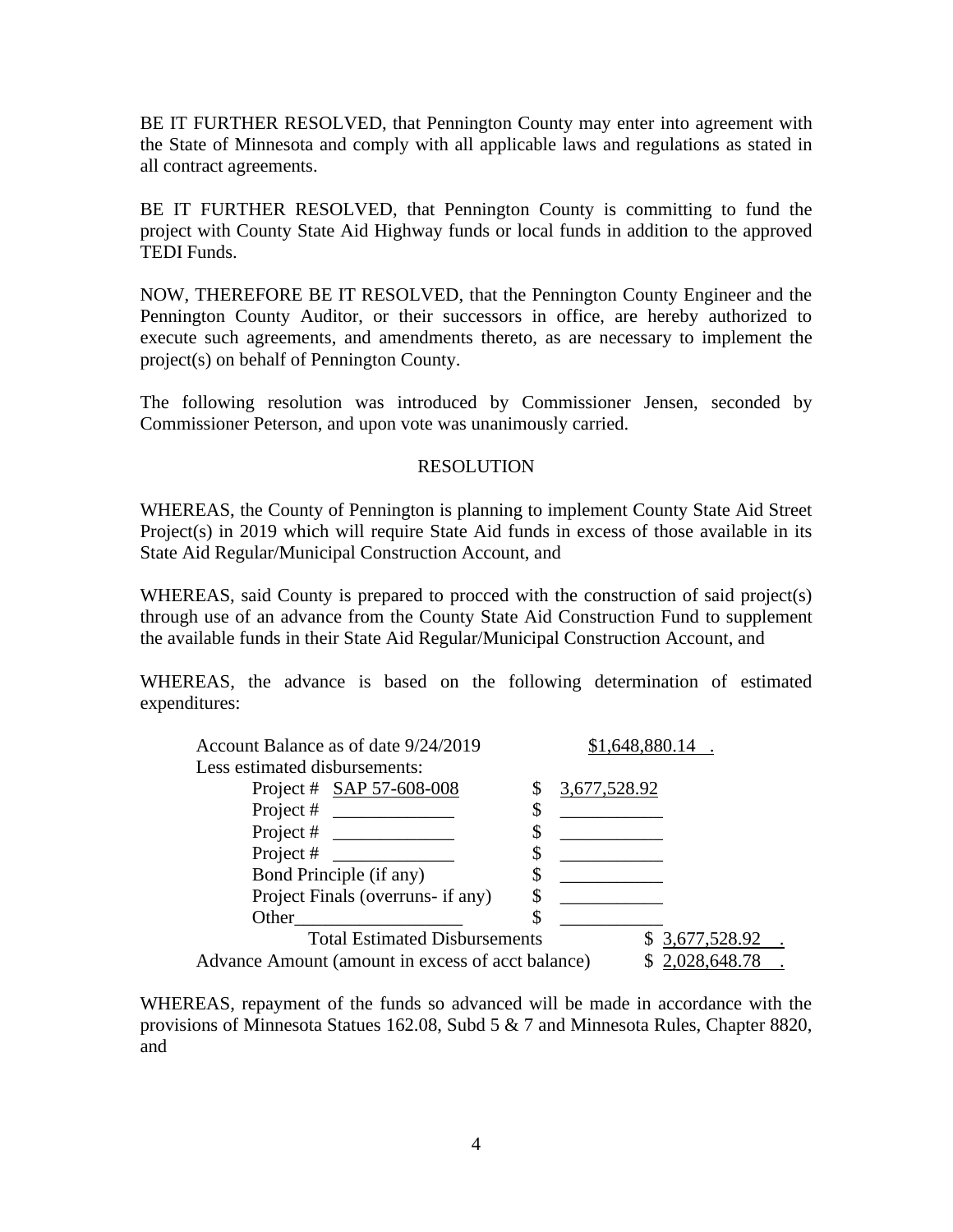BE IT FURTHER RESOLVED, that Pennington County may enter into agreement with the State of Minnesota and comply with all applicable laws and regulations as stated in all contract agreements.

BE IT FURTHER RESOLVED, that Pennington County is committing to fund the project with County State Aid Highway funds or local funds in addition to the approved TEDI Funds.

NOW, THEREFORE BE IT RESOLVED, that the Pennington County Engineer and the Pennington County Auditor, or their successors in office, are hereby authorized to execute such agreements, and amendments thereto, as are necessary to implement the project(s) on behalf of Pennington County.

The following resolution was introduced by Commissioner Jensen, seconded by Commissioner Peterson, and upon vote was unanimously carried.

RESOLUTION

WHEREAS, the County of Pennington is planning to implement County State Aid Street Project(s) in 2019 which will require State Aid funds in excess of those available in its State Aid Regular/Municipal Construction Account, and

WHEREAS, said County is prepared to procced with the construction of said project(s) through use of an advance from the County State Aid Construction Fund to supplement the available funds in their State Aid Regular/Municipal Construction Account, and

WHEREAS, the advance is based on the following determination of estimated expenditures:

| | | |
|---|---|---|
| Account Balance as of date 9/24/2019 | | $1,648,880.14 . |
| Less estimated disbursements: | | |
| Project # SAP 57-608-008 | $ 3,677,528.92 | |
| Project # ____________ | $ __________ | |
| Project # ____________ | $ __________ | |
| Project # ____________ | $ __________ | |
| Bond Principle (if any) | $ __________ | |
| Project Finals (overruns- if any) | $ __________ | |
| Other________________ | $ __________ | |
| Total Estimated Disbursements | | $ 3,677,528.92 . |
| Advance Amount (amount in excess of acct balance) | | $ 2,028,648.78 . |

WHEREAS, repayment of the funds so advanced will be made in accordance with the provisions of Minnesota Statues 162.08, Subd 5 & 7 and Minnesota Rules, Chapter 8820, and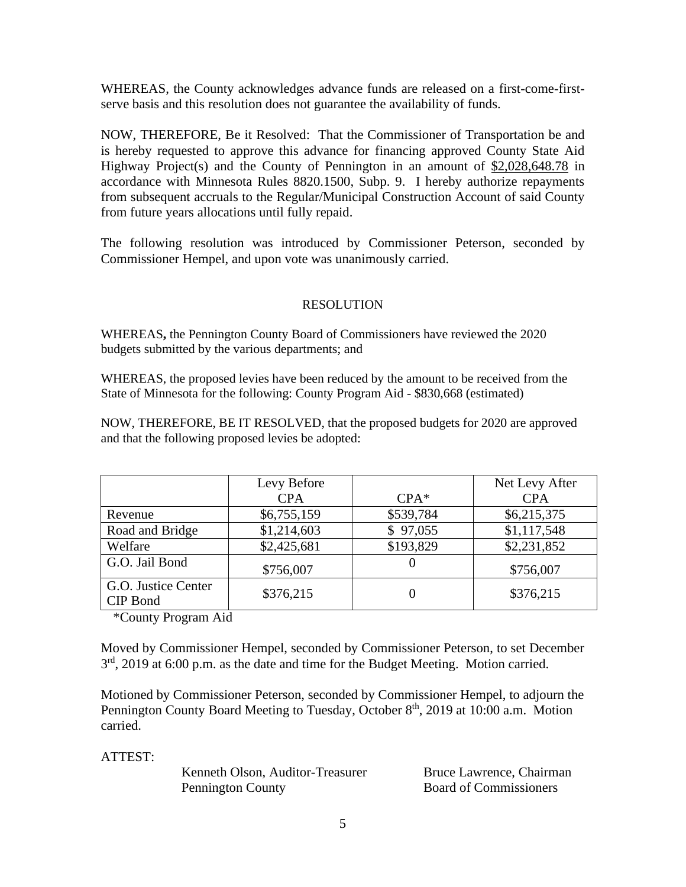WHEREAS, the County acknowledges advance funds are released on a first-come-first-serve basis and this resolution does not guarantee the availability of funds.

NOW, THEREFORE, Be it Resolved: That the Commissioner of Transportation be and is hereby requested to approve this advance for financing approved County State Aid Highway Project(s) and the County of Pennington in an amount of $2,028,648.78 in accordance with Minnesota Rules 8820.1500, Subp. 9. I hereby authorize repayments from subsequent accruals to the Regular/Municipal Construction Account of said County from future years allocations until fully repaid.

The following resolution was introduced by Commissioner Peterson, seconded by Commissioner Hempel, and upon vote was unanimously carried.

RESOLUTION

WHEREAS**,** the Pennington County Board of Commissioners have reviewed the 2020 budgets submitted by the various departments; and

WHEREAS, the proposed levies have been reduced by the amount to be received from the State of Minnesota for the following: County Program Aid - $830,668 (estimated)

NOW, THEREFORE, BE IT RESOLVED, that the proposed budgets for 2020 are approved and that the following proposed levies be adopted:

| | Levy Before CPA | CPA* | Net Levy After CPA |
|---|---|---|---|
| Revenue | $6,755,159 | $539,784 | $6,215,375 |
| Road and Bridge | $1,214,603 | $ 97,055 | $1,117,548 |
| Welfare | $2,425,681 | $193,829 | $2,231,852 |
| G.O. Jail Bond | $756,007 | 0 | $756,007 |
| G.O. Justice Center CIP Bond | $376,215 | 0 | $376,215 |

*County Program Aid

Moved by Commissioner Hempel, seconded by Commissioner Peterson, to set December 3rd, 2019 at 6:00 p.m. as the date and time for the Budget Meeting. Motion carried.

Motioned by Commissioner Peterson, seconded by Commissioner Hempel, to adjourn the Pennington County Board Meeting to Tuesday, October 8th, 2019 at 10:00 a.m. Motion carried.

ATTEST:

Kenneth Olson, Auditor-Treasurer
Pennington County

Bruce Lawrence, Chairman
Board of Commissioners